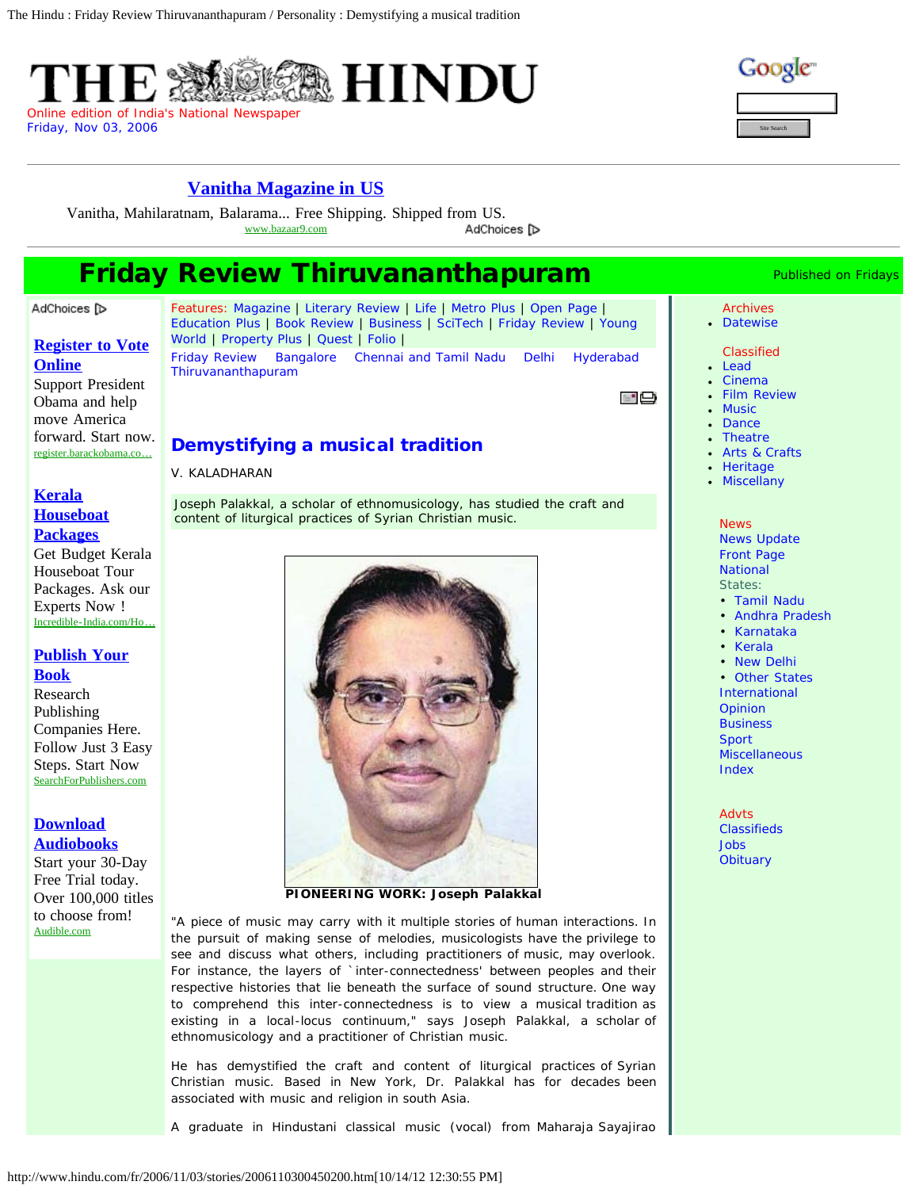# Demystifying a musical tradition

V. KALADHARAN

Joseph Palakkal, a scholar of ethnomusicology, has studied the craft and content of liturgical practices of Syrian Christian music.

PIONEERING WORK: Joseph Palakkal

"A piece of music may carry with it multiple stories of human interactions. In the pursuit of making sense of melodies, musicologists have the privilege to see and discuss what others, including practitioners of music, may overlook. For instance, the layers of `inter-connectedness' between peoples and their respective histories that lie beneath the surface of sound structure. One way to comprehend this inter-connectedness is to view a musical tradition as existing in a local-locus continuum," says Joseph Palakkal, a scholar of ethnomusicology and a practitioner of Christian music.

He has demystified the craft and content of liturgical practices of Syrian Christian music. Based in New York, Dr. Palakkal has for decades been associated with music and religion in south Asia.

A graduate in Hindustani classical music (vocal) from Maharaja Sayajirao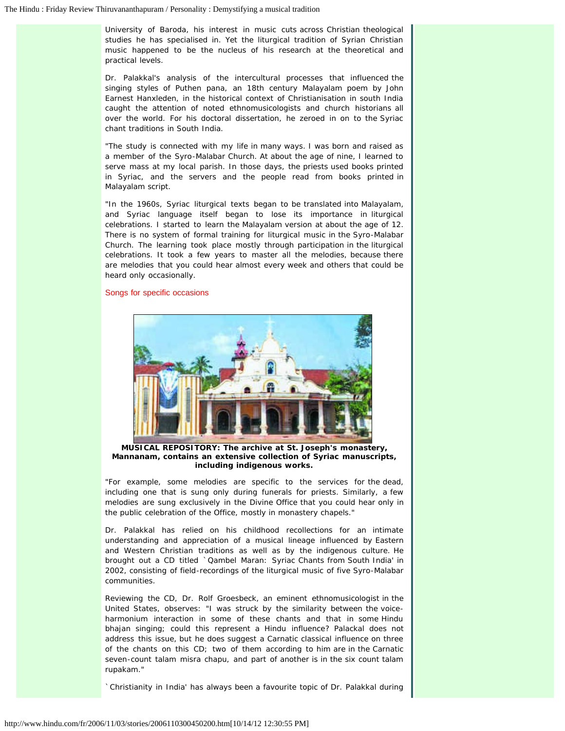University of Baroda, his interest in music cuts across Christian theological studies he has specialised in. Yet the liturgical tradition of Syrian Christian music happened to be the nucleus of his research at the theoretical and practical levels.

Dr. Palakkal's analysis of the intercultural processes that influenced the singing styles of Puthen pana, an 18th century Malayalam poem by John Earnest Hanxleden, in the historical context of Christianisation in south India caught the attention of noted ethnomusicologists and church historians all over the world. For his doctoral dissertation, he zeroed in on to the Syriac chant traditions in South India.

"The study is connected with my life in many ways. I was born and raised as a member of the Syro-Malabar Church. At about the age of nine, I learned to serve mass at my local parish. In those days, the priests used books printed in Syriac, and the servers and the people read from books printed in Malayalam script.

"In the 1960s, Syriac liturgical texts began to be translated into Malayalam, and Syriac language itself began to lose its importance in liturgical celebrations. I started to learn the Malayalam version at about the age of 12. There is no system of formal training for liturgical music in the Syro-Malabar Church. The learning took place mostly through participation in the liturgical celebrations. It took a few years to master all the melodies, because there are melodies that you could hear almost every week and others that could be heard only occasionally.

## Songs for specific occasions

**MUSICAL REPOSITORY: The archive at St. Joseph's monastery, Mannanam, contains an extensive collection of Syriac manuscripts, including indigenous works.**

"For example, some melodies are specific to the services for the dead, including one that is sung only during funerals for priests. Similarly, a few melodies are sung exclusively in the Divine Office that you could hear only in the public celebration of the Office, mostly in monastery chapels."

Dr. Palakkal has relied on his childhood recollections for an intimate understanding and appreciation of a musical lineage influenced by Eastern and Western Christian traditions as well as by the indigenous culture. He brought out a CD titled `Qambel Maran: Syriac Chants from South India' in 2002, consisting of field-recordings of the liturgical music of five Syro-Malabar communities.

Reviewing the CD, Dr. Rolf Groesbeck, an eminent ethnomusicologist in the United States, observes: "I was struck by the similarity between the voice-harmonium interaction in some of these chants and that in some Hindu bhajan singing; could this represent a Hindu influence? Palackal does not address this issue, but he does suggest a Carnatic classical influence on three of the chants on this CD; two of them according to him are in the Carnatic seven-count talam misra chapu, and part of another is in the six count talam rupakam."

`Christianity in India' has always been a favourite topic of Dr. Palakkal during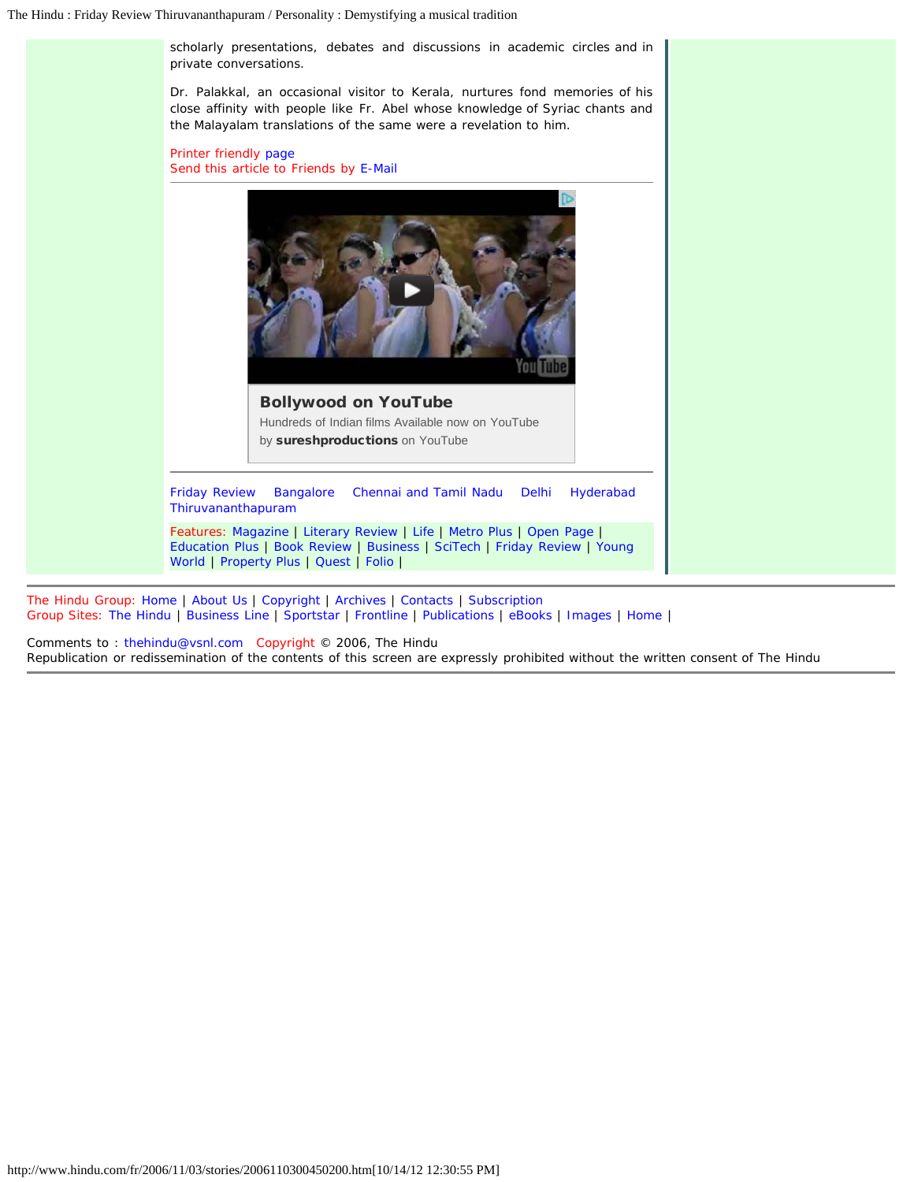scholarly presentations, debates and discussions in academic circles and in private conversations.

Dr. Palakkal, an occasional visitor to Kerala, nurtures fond memories of his close affinity with people like Fr. Abel whose knowledge of Syriac chants and the Malayalam translations of the same were a revelation to him.

Printer friendly page
Send this article to Friends by E-Mail

**Bollywood on YouTube**
Hundreds of Indian films Available now on YouTube
by **sureshproductions** on YouTube

Friday Review Bangalore Chennai and Tamil Nadu Delhi Hyderabad Thiruvananthapuram

Features: Magazine | Literary Review | Life | Metro Plus | Open Page | Education Plus | Book Review | Business | SciTech | Friday Review | Young World | Property Plus | Quest | Folio |

The Hindu Group: Home | About Us | Copyright | Archives | Contacts | Subscription
Group Sites: The Hindu | Business Line | Sportstar | Frontline | Publications | eBooks | Images | Home |

Comments to : thehindu@vsnl.com Copyright © 2006, The Hindu
Republication or redissemination of the contents of this screen are expressly prohibited without the written consent of The Hindu